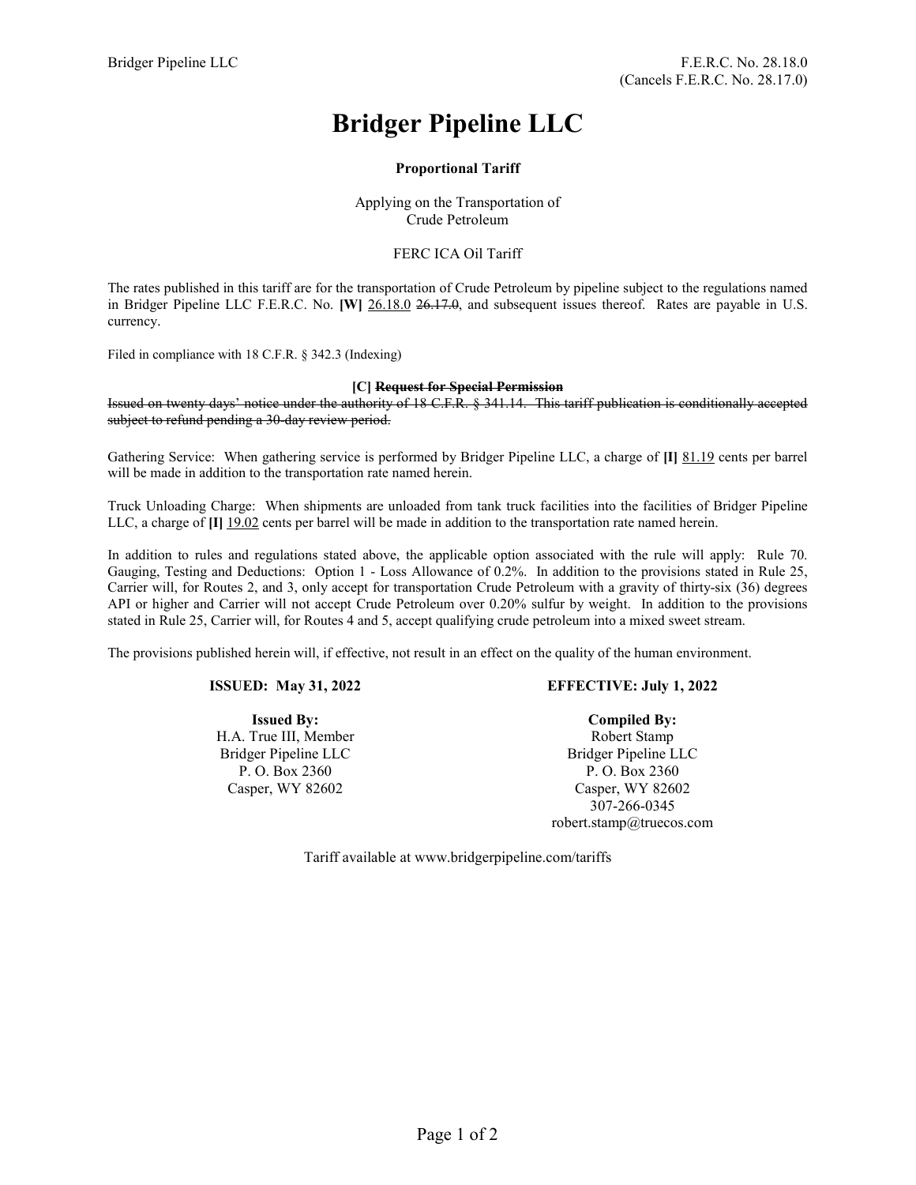Bridger Pipeline LLC

F.E.R.C. No. 28.18.0
(Cancels F.E.R.C. No. 28.17.0)

# Bridger Pipeline LLC

**Proportional Tariff**

Applying on the Transportation of
Crude Petroleum

FERC ICA Oil Tariff

The rates published in this tariff are for the transportation of Crude Petroleum by pipeline subject to the regulations named in Bridger Pipeline LLC F.E.R.C. No. **[W]** 26.18.0 ~~26.17.0~~, and subsequent issues thereof. Rates are payable in U.S. currency.

Filed in compliance with 18 C.F.R. § 342.3 (Indexing)

**[C] ~~Request for Special Permission~~**

~~Issued on twenty days' notice under the authority of 18 C.F.R. § 341.14. This tariff publication is conditionally accepted subject to refund pending a 30-day review period.~~

Gathering Service: When gathering service is performed by Bridger Pipeline LLC, a charge of **[I]** 81.19 cents per barrel will be made in addition to the transportation rate named herein.

Truck Unloading Charge: When shipments are unloaded from tank truck facilities into the facilities of Bridger Pipeline LLC, a charge of **[I]** 19.02 cents per barrel will be made in addition to the transportation rate named herein.

In addition to rules and regulations stated above, the applicable option associated with the rule will apply: Rule 70. Gauging, Testing and Deductions: Option 1 - Loss Allowance of 0.2%. In addition to the provisions stated in Rule 25, Carrier will, for Routes 2, and 3, only accept for transportation Crude Petroleum with a gravity of thirty-six (36) degrees API or higher and Carrier will not accept Crude Petroleum over 0.20% sulfur by weight. In addition to the provisions stated in Rule 25, Carrier will, for Routes 4 and 5, accept qualifying crude petroleum into a mixed sweet stream.

The provisions published herein will, if effective, not result in an effect on the quality of the human environment.

**ISSUED: May 31, 2022**

**EFFECTIVE: July 1, 2022**

**Issued By:**
H.A. True III, Member
Bridger Pipeline LLC
P. O. Box 2360
Casper, WY 82602

**Compiled By:**
Robert Stamp
Bridger Pipeline LLC
P. O. Box 2360
Casper, WY 82602
307-266-0345
robert.stamp@truecos.com

Tariff available at www.bridgerpipeline.com/tariffs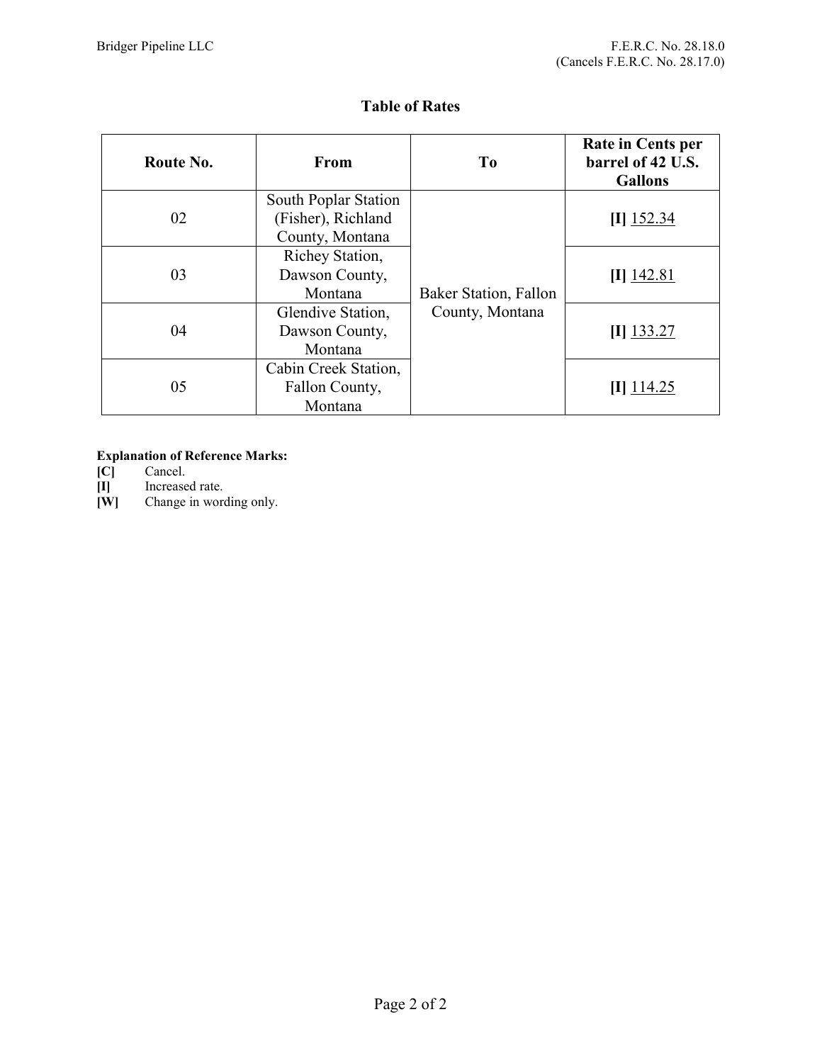Bridger Pipeline LLC

F.E.R.C. No. 28.18.0
(Cancels F.E.R.C. No. 28.17.0)

## Table of Rates

| Route No. | From | To | Rate in Cents per barrel of 42 U.S. Gallons |
|---|---|---|---|
| 02 | South Poplar Station (Fisher), Richland County, Montana | Baker Station, Fallon County, Montana | **[I]** 152.34 |
| 03 | Richey Station, Dawson County, Montana | | **[I]** 142.81 |
| 04 | Glendive Station, Dawson County, Montana | | **[I]** 133.27 |
| 05 | Cabin Creek Station, Fallon County, Montana | | **[I]** 114.25 |

**Explanation of Reference Marks:**

**[C]** Cancel.
**[I]** Increased rate.
**[W]** Change in wording only.